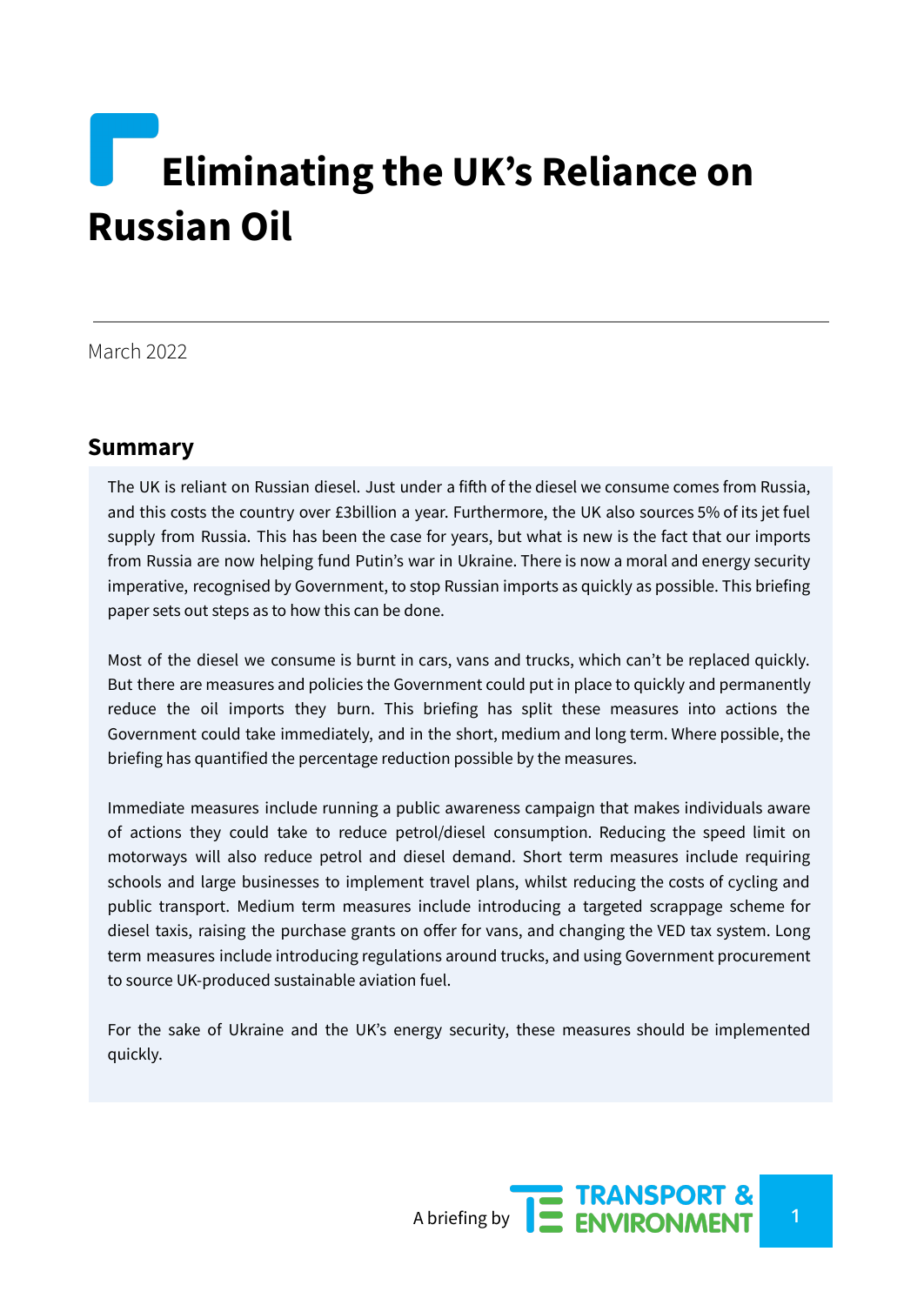# Eliminating the UK's Reliance on Russian Oil

March 2022

## Summary

The UK is reliant on Russian diesel. Just under a fifth of the diesel we consume comes from Russia, and this costs the country over £3billion a year. Furthermore, the UK also sources 5% of its jet fuel supply from Russia. This has been the case for years, but what is new is the fact that our imports from Russia are now helping fund Putin's war in Ukraine. There is now a moral and energy security imperative, recognised by Government, to stop Russian imports as quickly as possible. This briefing paper sets out steps as to how this can be done.

Most of the diesel we consume is burnt in cars, vans and trucks, which can't be replaced quickly. But there are measures and policies the Government could put in place to quickly and permanently reduce the oil imports they burn. This briefing has split these measures into actions the Government could take immediately, and in the short, medium and long term. Where possible, the briefing has quantified the percentage reduction possible by the measures.

Immediate measures include running a public awareness campaign that makes individuals aware of actions they could take to reduce petrol/diesel consumption. Reducing the speed limit on motorways will also reduce petrol and diesel demand. Short term measures include requiring schools and large businesses to implement travel plans, whilst reducing the costs of cycling and public transport. Medium term measures include introducing a targeted scrappage scheme for diesel taxis, raising the purchase grants on offer for vans, and changing the VED tax system. Long term measures include introducing regulations around trucks, and using Government procurement to source UK-produced sustainable aviation fuel.

For the sake of Ukraine and the UK's energy security, these measures should be implemented quickly.

A briefing by TRANSPORT & ENVIRONMENT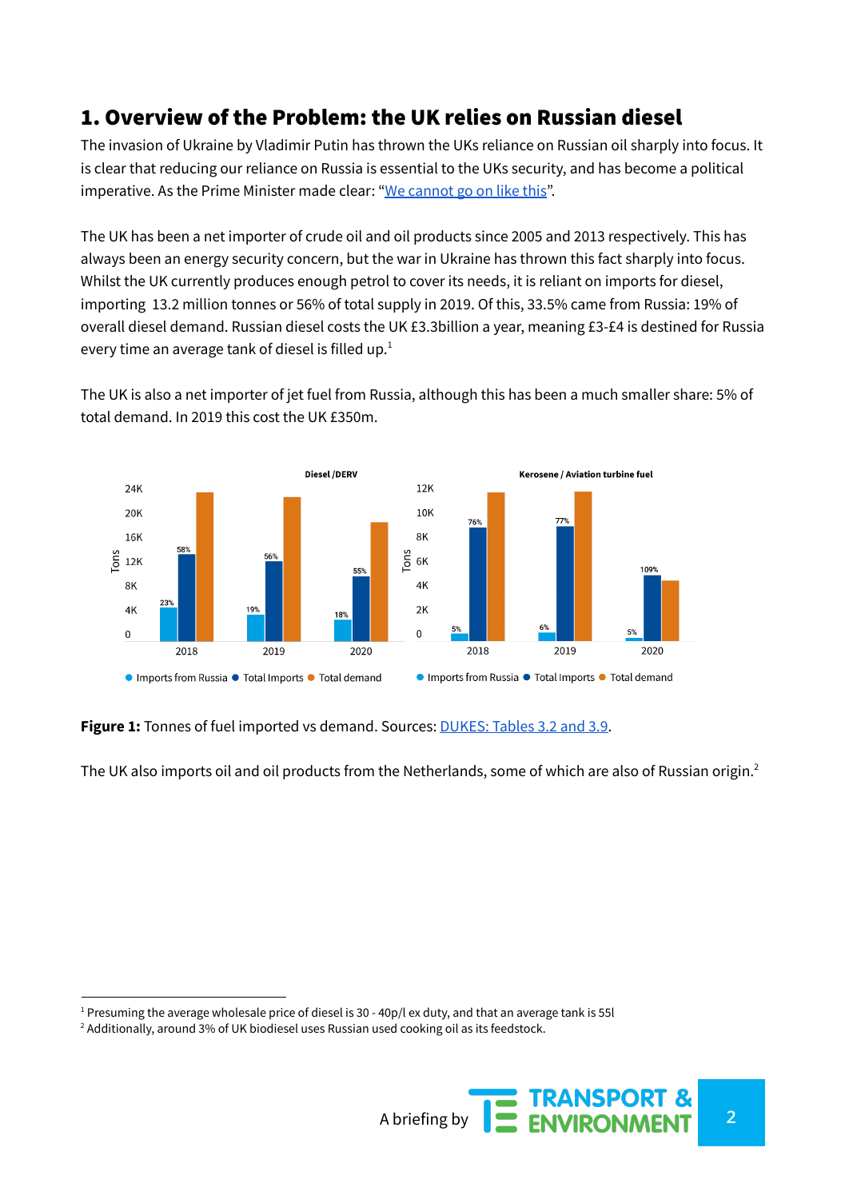## 1. Overview of the Problem: the UK relies on Russian diesel

The invasion of Ukraine by Vladimir Putin has thrown the UKs reliance on Russian oil sharply into focus. It is clear that reducing our reliance on Russia is essential to the UKs security, and has become a political imperative. As the Prime Minister made clear: "We cannot go on like this".

The UK has been a net importer of crude oil and oil products since 2005 and 2013 respectively. This has always been an energy security concern, but the war in Ukraine has thrown this fact sharply into focus. Whilst the UK currently produces enough petrol to cover its needs, it is reliant on imports for diesel, importing 13.2 million tonnes or 56% of total supply in 2019. Of this, 33.5% came from Russia: 19% of overall diesel demand. Russian diesel costs the UK £3.3billion a year, meaning £3-£4 is destined for Russia every time an average tank of diesel is filled up.[1]

The UK is also a net importer of jet fuel from Russia, although this has been a much smaller share: 5% of total demand. In 2019 this cost the UK £350m.

**Figure 1:** Tonnes of fuel imported vs demand. Sources: DUKES: Tables 3.2 and 3.9.

The UK also imports oil and oil products from the Netherlands, some of which are also of Russian origin.[2]

---

[1] Presuming the average wholesale price of diesel is 30 - 40p/l ex duty, and that an average tank is 55l

[2] Additionally, around 3% of UK biodiesel uses Russian used cooking oil as its feedstock.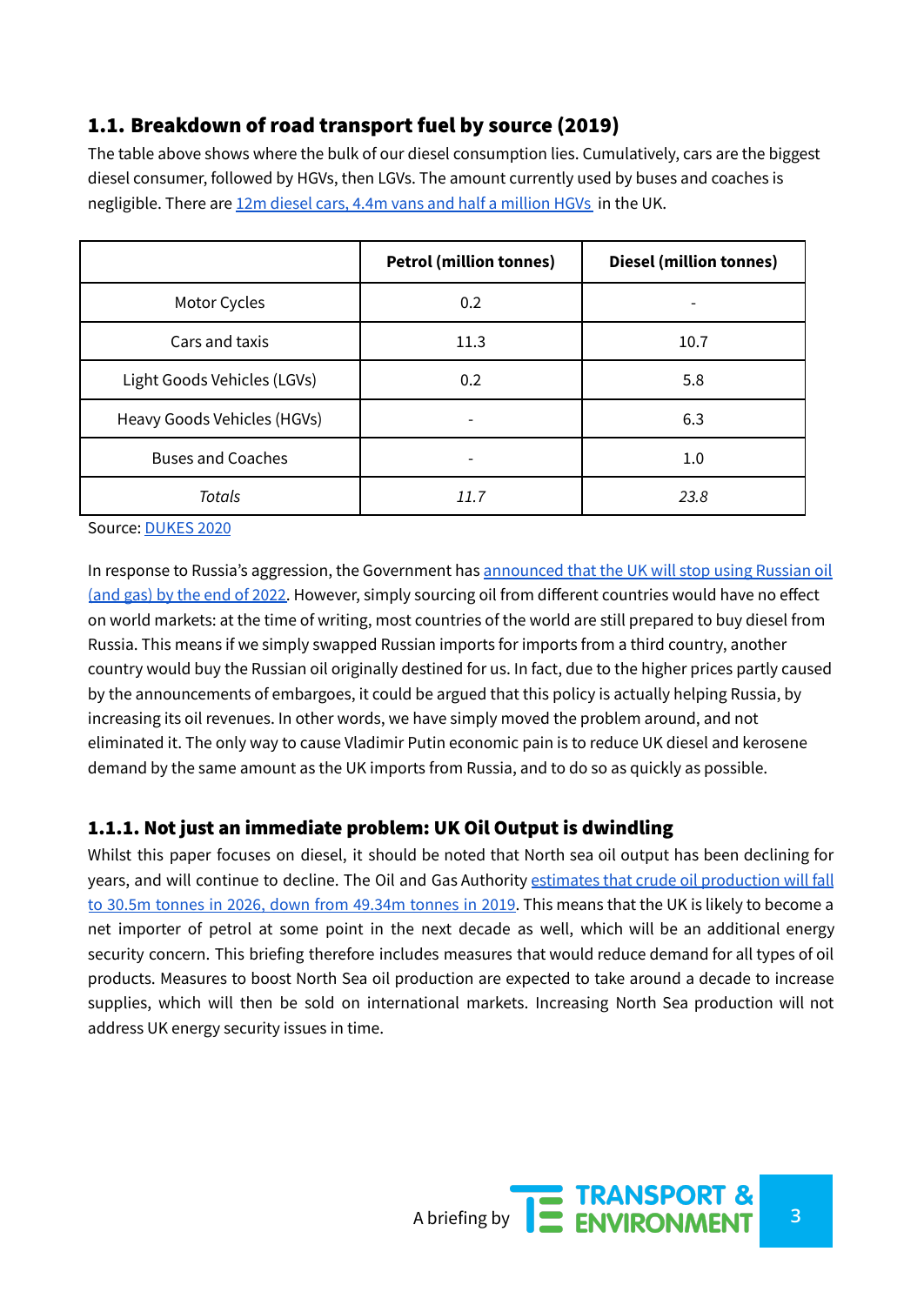## 1.1. Breakdown of road transport fuel by source (2019)

The table above shows where the bulk of our diesel consumption lies. Cumulatively, cars are the biggest diesel consumer, followed by HGVs, then LGVs. The amount currently used by buses and coaches is negligible. There are 12m diesel cars, 4.4m vans and half a million HGVs in the UK.

| | Petrol (million tonnes) | Diesel (million tonnes) |
|---|---|---|
| Motor Cycles | 0.2 | - |
| Cars and taxis | 11.3 | 10.7 |
| Light Goods Vehicles (LGVs) | 0.2 | 5.8 |
| Heavy Goods Vehicles (HGVs) | - | 6.3 |
| Buses and Coaches | - | 1.0 |
| *Totals* | *11.7* | *23.8* |

Source: DUKES 2020

In response to Russia's aggression, the Government has announced that the UK will stop using Russian oil (and gas) by the end of 2022. However, simply sourcing oil from different countries would have no effect on world markets: at the time of writing, most countries of the world are still prepared to buy diesel from Russia. This means if we simply swapped Russian imports for imports from a third country, another country would buy the Russian oil originally destined for us. In fact, due to the higher prices partly caused by the announcements of embargoes, it could be argued that this policy is actually helping Russia, by increasing its oil revenues. In other words, we have simply moved the problem around, and not eliminated it. The only way to cause Vladimir Putin economic pain is to reduce UK diesel and kerosene demand by the same amount as the UK imports from Russia, and to do so as quickly as possible.

### 1.1.1. Not just an immediate problem: UK Oil Output is dwindling

Whilst this paper focuses on diesel, it should be noted that North sea oil output has been declining for years, and will continue to decline. The Oil and Gas Authority estimates that crude oil production will fall to 30.5m tonnes in 2026, down from 49.34m tonnes in 2019. This means that the UK is likely to become a net importer of petrol at some point in the next decade as well, which will be an additional energy security concern. This briefing therefore includes measures that would reduce demand for all types of oil products. Measures to boost North Sea oil production are expected to take around a decade to increase supplies, which will then be sold on international markets. Increasing North Sea production will not address UK energy security issues in time.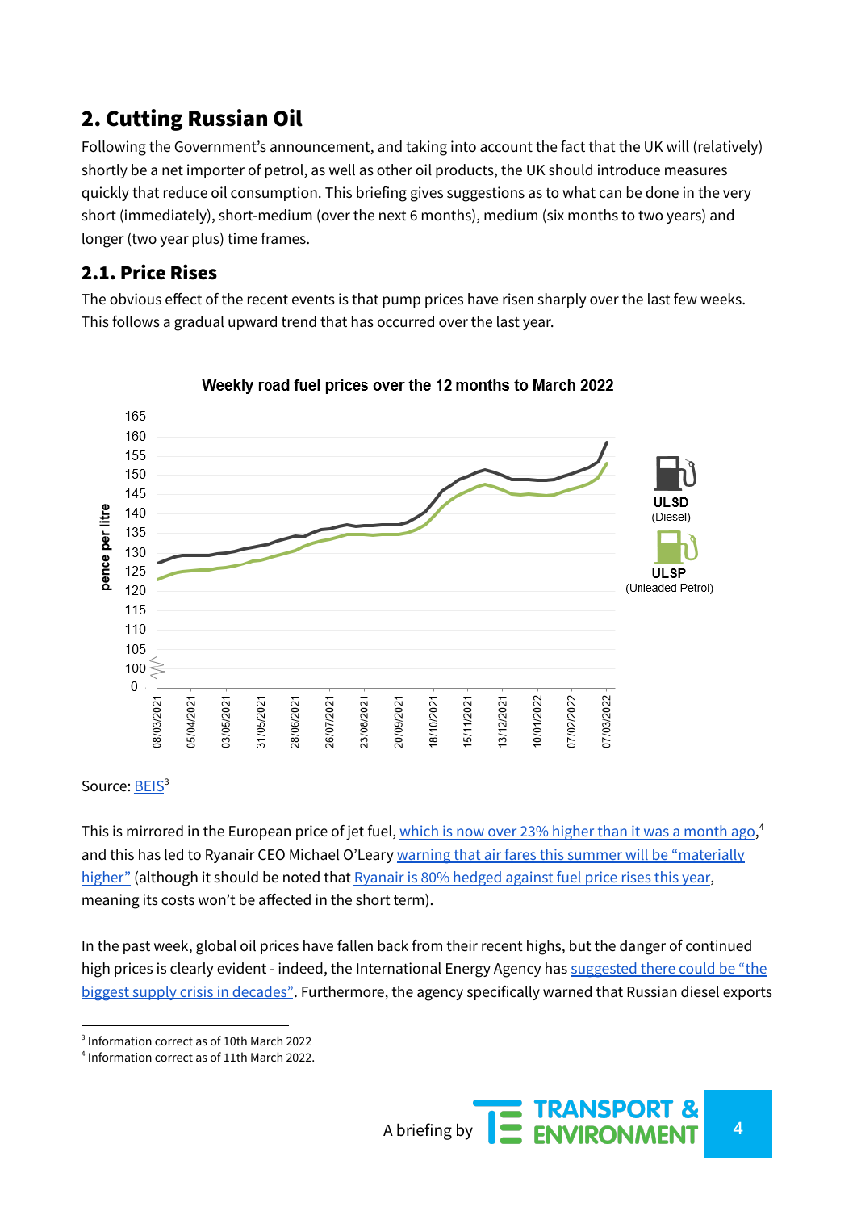## 2. Cutting Russian Oil

Following the Government's announcement, and taking into account the fact that the UK will (relatively) shortly be a net importer of petrol, as well as other oil products, the UK should introduce measures quickly that reduce oil consumption. This briefing gives suggestions as to what can be done in the very short (immediately), short-medium (over the next 6 months), medium (six months to two years) and longer (two year plus) time frames.

### 2.1. Price Rises

The obvious effect of the recent events is that pump prices have risen sharply over the last few weeks. This follows a gradual upward trend that has occurred over the last year.

**Weekly road fuel prices over the 12 months to March 2022**

Source: BEIS[3]

This is mirrored in the European price of jet fuel, which is now over 23% higher than it was a month ago,[4] and this has led to Ryanair CEO Michael O'Leary warning that air fares this summer will be "materially higher" (although it should be noted that Ryanair is 80% hedged against fuel price rises this year, meaning its costs won't be affected in the short term).

In the past week, global oil prices have fallen back from their recent highs, but the danger of continued high prices is clearly evident - indeed, the International Energy Agency has suggested there could be "the biggest supply crisis in decades". Furthermore, the agency specifically warned that Russian diesel exports

---

[3] Information correct as of 10th March 2022

[4] Information correct as of 11th March 2022.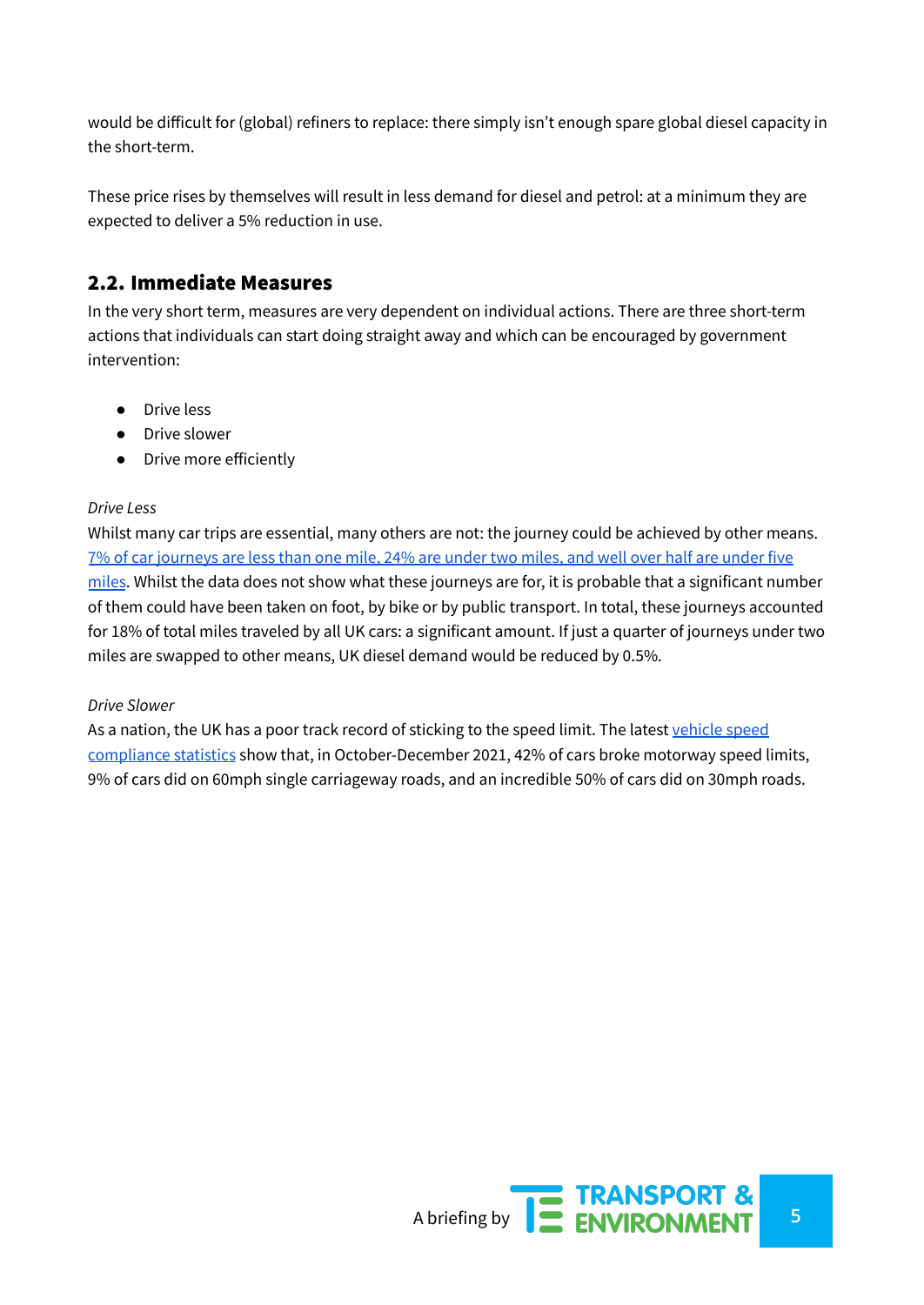would be difficult for (global) refiners to replace: there simply isn't enough spare global diesel capacity in the short-term.

These price rises by themselves will result in less demand for diesel and petrol: at a minimum they are expected to deliver a 5% reduction in use.

## 2.2. Immediate Measures

In the very short term, measures are very dependent on individual actions. There are three short-term actions that individuals can start doing straight away and which can be encouraged by government intervention:

- Drive less
- Drive slower
- Drive more efficiently

*Drive Less*

Whilst many car trips are essential, many others are not: the journey could be achieved by other means. 7% of car journeys are less than one mile, 24% are under two miles, and well over half are under five miles. Whilst the data does not show what these journeys are for, it is probable that a significant number of them could have been taken on foot, by bike or by public transport. In total, these journeys accounted for 18% of total miles traveled by all UK cars: a significant amount. If just a quarter of journeys under two miles are swapped to other means, UK diesel demand would be reduced by 0.5%.

*Drive Slower*

As a nation, the UK has a poor track record of sticking to the speed limit. The latest vehicle speed compliance statistics show that, in October-December 2021, 42% of cars broke motorway speed limits, 9% of cars did on 60mph single carriageway roads, and an incredible 50% of cars did on 30mph roads.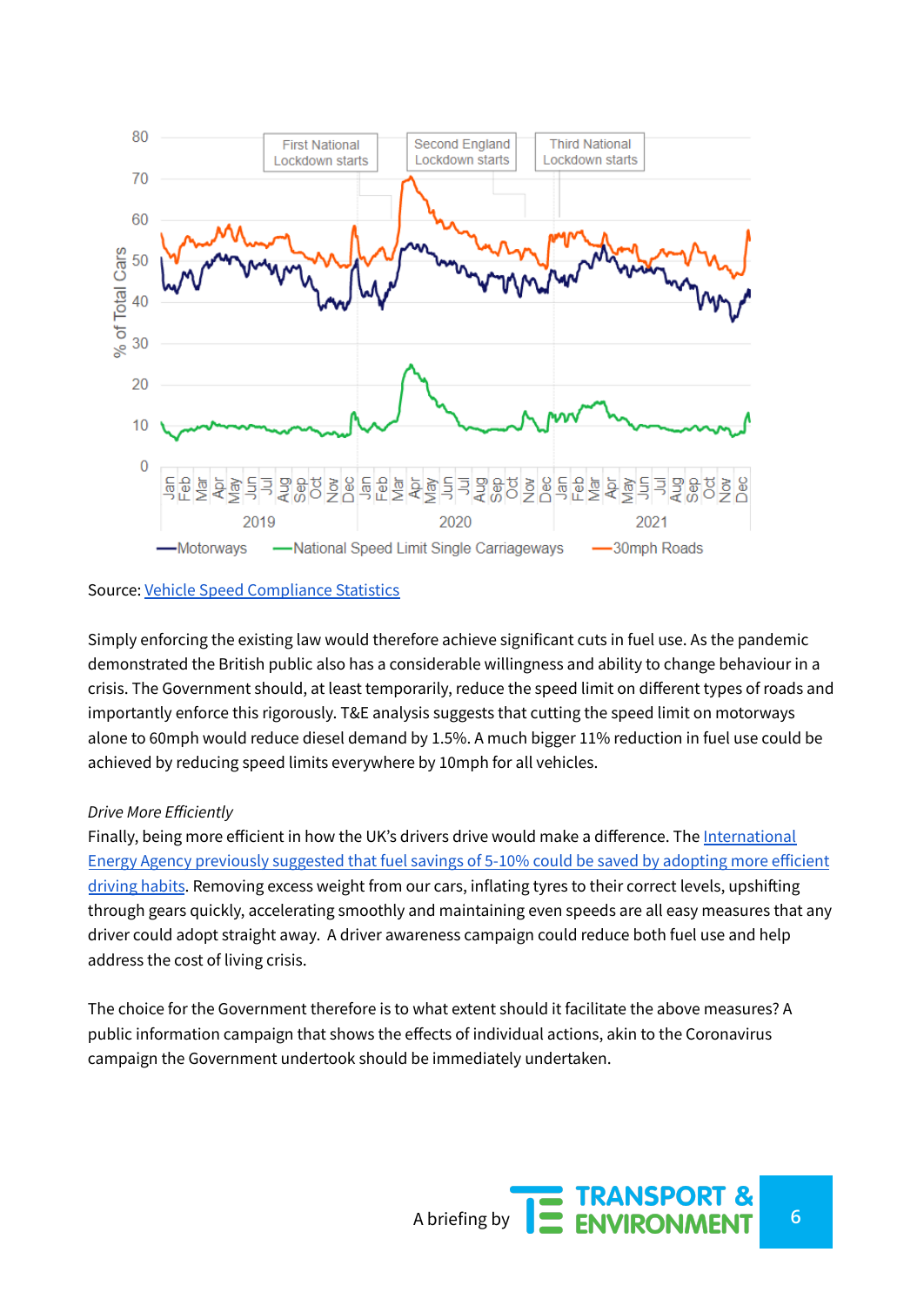Source: [Vehicle Speed Compliance Statistics]()

Simply enforcing the existing law would therefore achieve significant cuts in fuel use. As the pandemic demonstrated the British public also has a considerable willingness and ability to change behaviour in a crisis. The Government should, at least temporarily, reduce the speed limit on different types of roads and importantly enforce this rigorously. T&E analysis suggests that cutting the speed limit on motorways alone to 60mph would reduce diesel demand by 1.5%. A much bigger 11% reduction in fuel use could be achieved by reducing speed limits everywhere by 10mph for all vehicles.

*Drive More Efficiently*

Finally, being more efficient in how the UK's drivers drive would make a difference. The [International Energy Agency previously suggested that fuel savings of 5-10% could be saved by adopting more efficient driving habits](). Removing excess weight from our cars, inflating tyres to their correct levels, upshifting through gears quickly, accelerating smoothly and maintaining even speeds are all easy measures that any driver could adopt straight away.  A driver awareness campaign could reduce both fuel use and help address the cost of living crisis.

The choice for the Government therefore is to what extent should it facilitate the above measures? A public information campaign that shows the effects of individual actions, akin to the Coronavirus campaign the Government undertook should be immediately undertaken.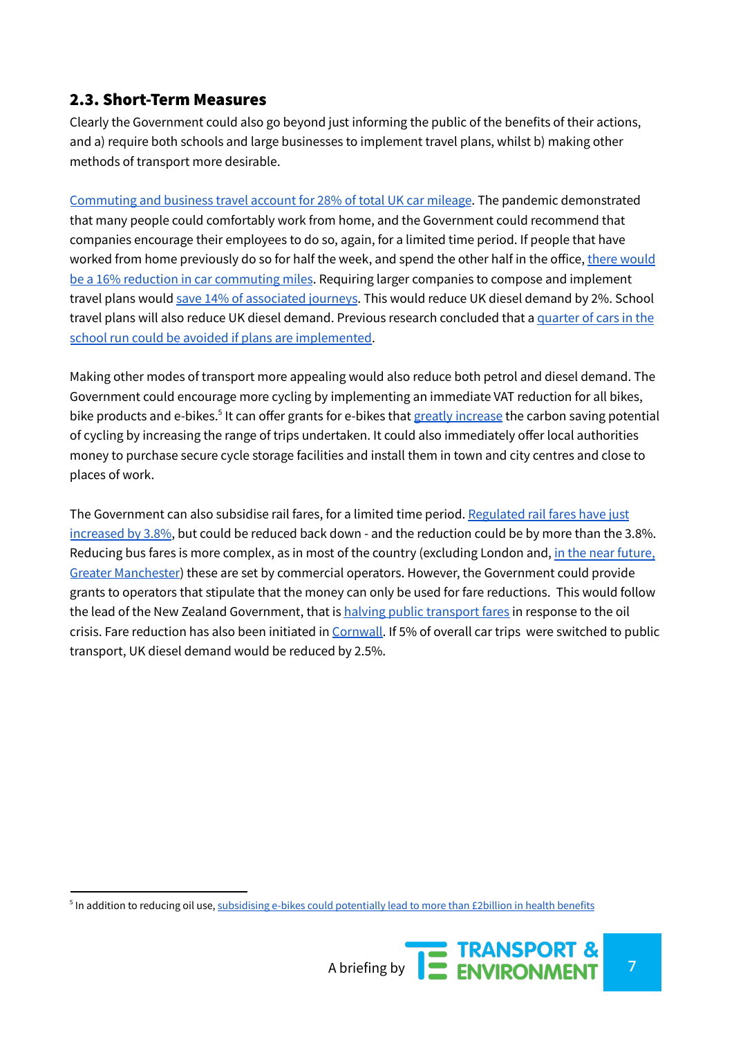## 2.3. Short-Term Measures

Clearly the Government could also go beyond just informing the public of the benefits of their actions, and a) require both schools and large businesses to implement travel plans, whilst b) making other methods of transport more desirable.

Commuting and business travel account for 28% of total UK car mileage. The pandemic demonstrated that many people could comfortably work from home, and the Government could recommend that companies encourage their employees to do so, again, for a limited time period. If people that have worked from home previously do so for half the week, and spend the other half in the office, there would be a 16% reduction in car commuting miles. Requiring larger companies to compose and implement travel plans would save 14% of associated journeys. This would reduce UK diesel demand by 2%. School travel plans will also reduce UK diesel demand. Previous research concluded that a quarter of cars in the school run could be avoided if plans are implemented.

Making other modes of transport more appealing would also reduce both petrol and diesel demand. The Government could encourage more cycling by implementing an immediate VAT reduction for all bikes, bike products and e-bikes.[5] It can offer grants for e-bikes that greatly increase the carbon saving potential of cycling by increasing the range of trips undertaken. It could also immediately offer local authorities money to purchase secure cycle storage facilities and install them in town and city centres and close to places of work.

The Government can also subsidise rail fares, for a limited time period. Regulated rail fares have just increased by 3.8%, but could be reduced back down - and the reduction could be by more than the 3.8%. Reducing bus fares is more complex, as in most of the country (excluding London and, in the near future, Greater Manchester) these are set by commercial operators. However, the Government could provide grants to operators that stipulate that the money can only be used for fare reductions. This would follow the lead of the New Zealand Government, that is halving public transport fares in response to the oil crisis. Fare reduction has also been initiated in Cornwall. If 5% of overall car trips were switched to public transport, UK diesel demand would be reduced by 2.5%.

[5] In addition to reducing oil use, subsidising e-bikes could potentially lead to more than £2billion in health benefits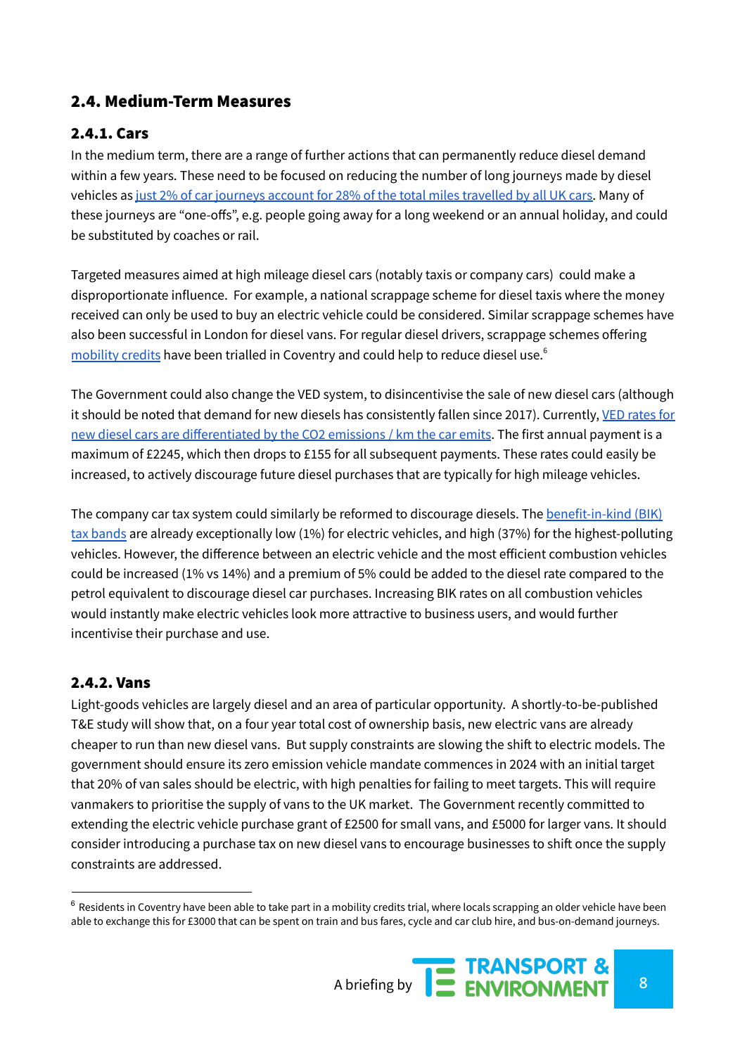## 2.4. Medium-Term Measures

### 2.4.1. Cars

In the medium term, there are a range of further actions that can permanently reduce diesel demand within a few years. These need to be focused on reducing the number of long journeys made by diesel vehicles as just 2% of car journeys account for 28% of the total miles travelled by all UK cars. Many of these journeys are "one-offs", e.g. people going away for a long weekend or an annual holiday, and could be substituted by coaches or rail.

Targeted measures aimed at high mileage diesel cars (notably taxis or company cars) could make a disproportionate influence. For example, a national scrappage scheme for diesel taxis where the money received can only be used to buy an electric vehicle could be considered. Similar scrappage schemes have also been successful in London for diesel vans. For regular diesel drivers, scrappage schemes offering mobility credits have been trialled in Coventry and could help to reduce diesel use.[6]

The Government could also change the VED system, to disincentivise the sale of new diesel cars (although it should be noted that demand for new diesels has consistently fallen since 2017). Currently, VED rates for new diesel cars are differentiated by the $CO_2$ emissions / km the car emits. The first annual payment is a maximum of £2245, which then drops to £155 for all subsequent payments. These rates could easily be increased, to actively discourage future diesel purchases that are typically for high mileage vehicles.

The company car tax system could similarly be reformed to discourage diesels. The benefit-in-kind (BIK) tax bands are already exceptionally low (1%) for electric vehicles, and high (37%) for the highest-polluting vehicles. However, the difference between an electric vehicle and the most efficient combustion vehicles could be increased (1% vs 14%) and a premium of 5% could be added to the diesel rate compared to the petrol equivalent to discourage diesel car purchases. Increasing BIK rates on all combustion vehicles would instantly make electric vehicles look more attractive to business users, and would further incentivise their purchase and use.

### 2.4.2. Vans

Light-goods vehicles are largely diesel and an area of particular opportunity. A shortly-to-be-published T&E study will show that, on a four year total cost of ownership basis, new electric vans are already cheaper to run than new diesel vans. But supply constraints are slowing the shift to electric models. The government should ensure its zero emission vehicle mandate commences in 2024 with an initial target that 20% of van sales should be electric, with high penalties for failing to meet targets. This will require vanmakers to prioritise the supply of vans to the UK market. The Government recently committed to extending the electric vehicle purchase grant of £2500 for small vans, and £5000 for larger vans. It should consider introducing a purchase tax on new diesel vans to encourage businesses to shift once the supply constraints are addressed.

---

[6] Residents in Coventry have been able to take part in a mobility credits trial, where locals scrapping an older vehicle have been able to exchange this for £3000 that can be spent on train and bus fares, cycle and car club hire, and bus-on-demand journeys.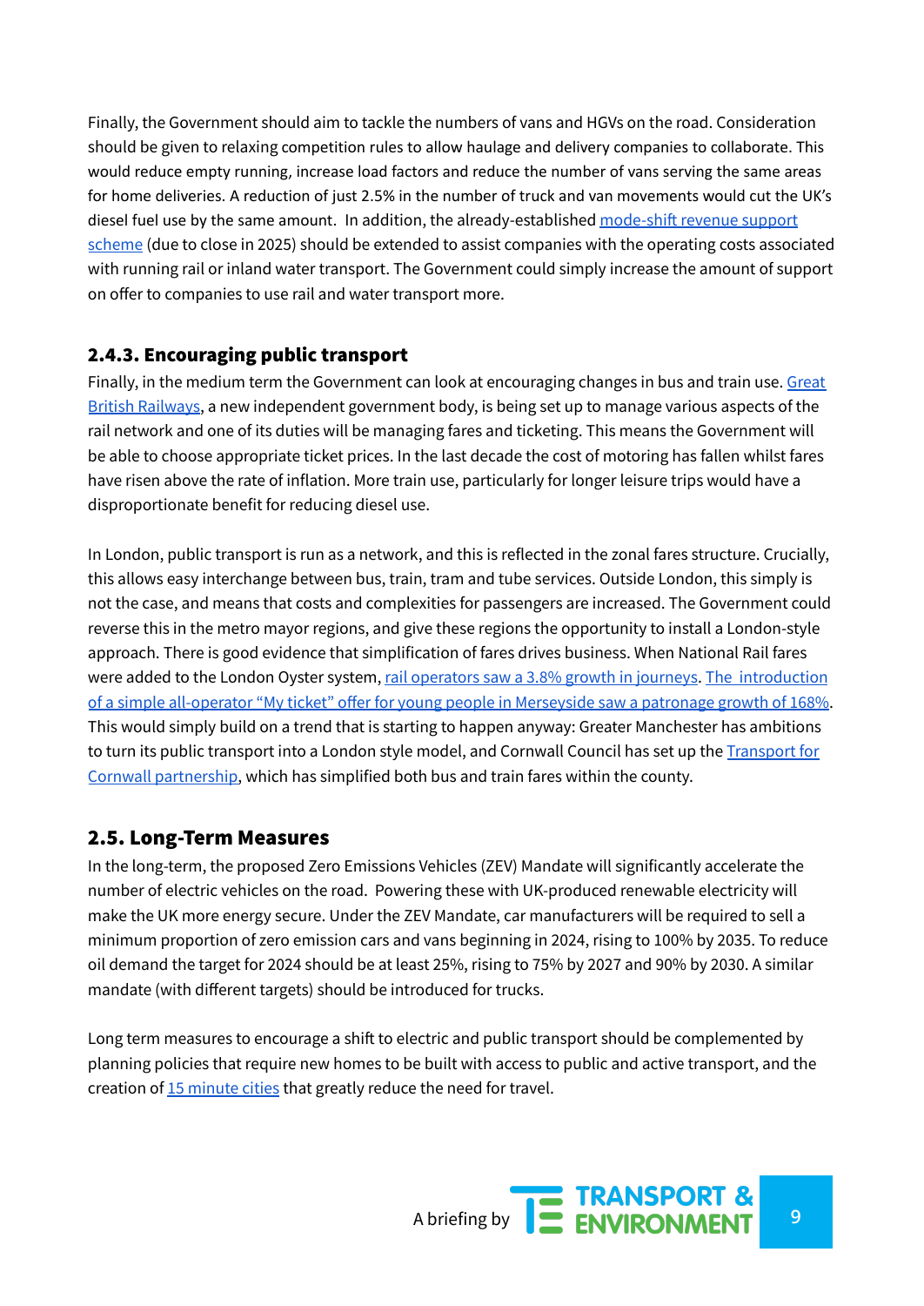Finally, the Government should aim to tackle the numbers of vans and HGVs on the road. Consideration should be given to relaxing competition rules to allow haulage and delivery companies to collaborate. This would reduce empty running, increase load factors and reduce the number of vans serving the same areas for home deliveries. A reduction of just 2.5% in the number of truck and van movements would cut the UK's diesel fuel use by the same amount. In addition, the already-established mode-shift revenue support scheme (due to close in 2025) should be extended to assist companies with the operating costs associated with running rail or inland water transport. The Government could simply increase the amount of support on offer to companies to use rail and water transport more.

### 2.4.3. Encouraging public transport

Finally, in the medium term the Government can look at encouraging changes in bus and train use. Great British Railways, a new independent government body, is being set up to manage various aspects of the rail network and one of its duties will be managing fares and ticketing. This means the Government will be able to choose appropriate ticket prices. In the last decade the cost of motoring has fallen whilst fares have risen above the rate of inflation. More train use, particularly for longer leisure trips would have a disproportionate benefit for reducing diesel use.

In London, public transport is run as a network, and this is reflected in the zonal fares structure. Crucially, this allows easy interchange between bus, train, tram and tube services. Outside London, this simply is not the case, and means that costs and complexities for passengers are increased. The Government could reverse this in the metro mayor regions, and give these regions the opportunity to install a London-style approach. There is good evidence that simplification of fares drives business. When National Rail fares were added to the London Oyster system, rail operators saw a 3.8% growth in journeys. The introduction of a simple all-operator "My ticket" offer for young people in Merseyside saw a patronage growth of 168%. This would simply build on a trend that is starting to happen anyway: Greater Manchester has ambitions to turn its public transport into a London style model, and Cornwall Council has set up the Transport for Cornwall partnership, which has simplified both bus and train fares within the county.

## 2.5. Long-Term Measures

In the long-term, the proposed Zero Emissions Vehicles (ZEV) Mandate will significantly accelerate the number of electric vehicles on the road. Powering these with UK-produced renewable electricity will make the UK more energy secure. Under the ZEV Mandate, car manufacturers will be required to sell a minimum proportion of zero emission cars and vans beginning in 2024, rising to 100% by 2035. To reduce oil demand the target for 2024 should be at least 25%, rising to 75% by 2027 and 90% by 2030. A similar mandate (with different targets) should be introduced for trucks.

Long term measures to encourage a shift to electric and public transport should be complemented by planning policies that require new homes to be built with access to public and active transport, and the creation of 15 minute cities that greatly reduce the need for travel.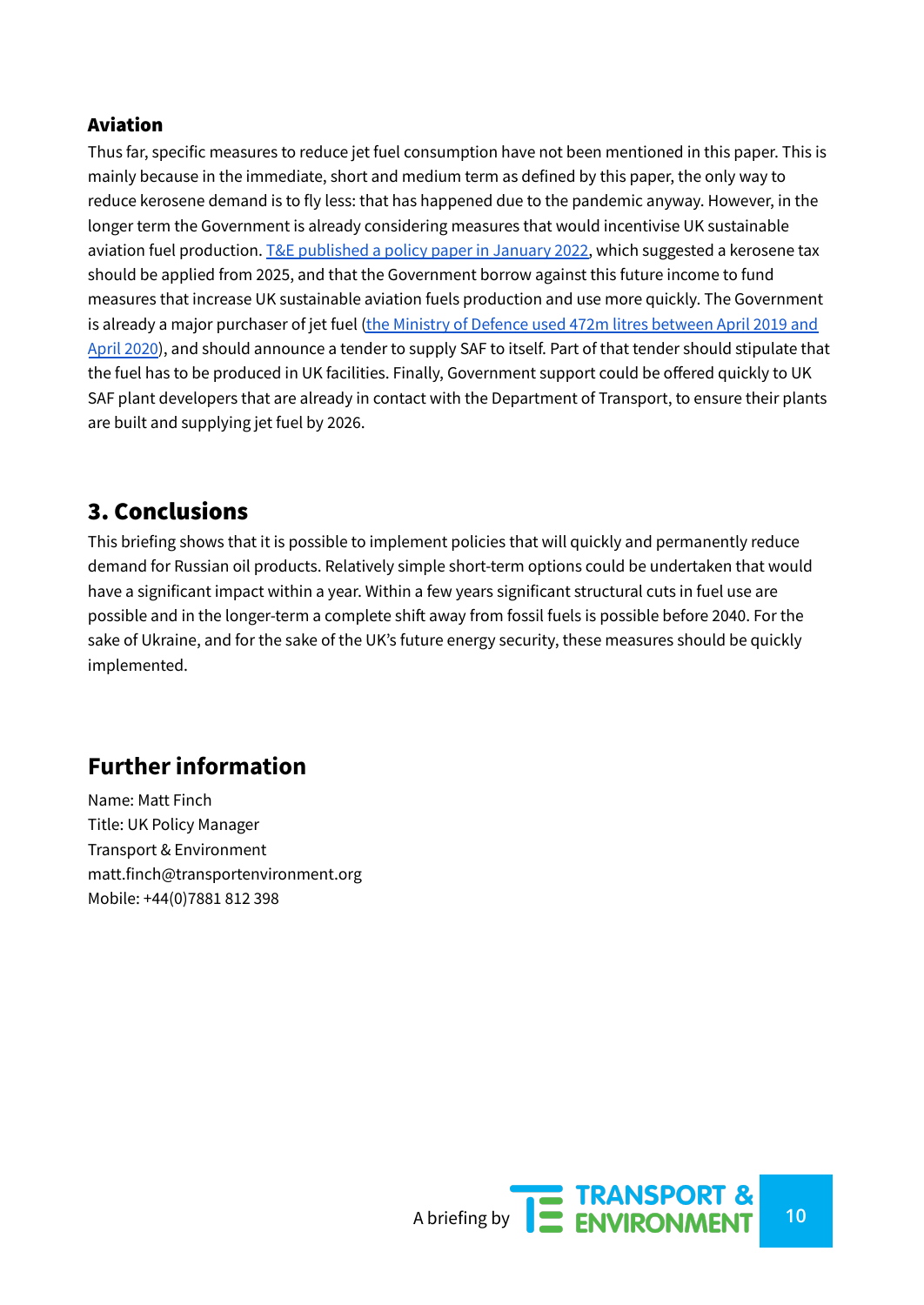### Aviation

Thus far, specific measures to reduce jet fuel consumption have not been mentioned in this paper. This is mainly because in the immediate, short and medium term as defined by this paper, the only way to reduce kerosene demand is to fly less: that has happened due to the pandemic anyway. However, in the longer term the Government is already considering measures that would incentivise UK sustainable aviation fuel production. [T&E published a policy paper in January 2022](), which suggested a kerosene tax should be applied from 2025, and that the Government borrow against this future income to fund measures that increase UK sustainable aviation fuels production and use more quickly. The Government is already a major purchaser of jet fuel ([the Ministry of Defence used 472m litres between April 2019 and April 2020]()), and should announce a tender to supply SAF to itself. Part of that tender should stipulate that the fuel has to be produced in UK facilities. Finally, Government support could be offered quickly to UK SAF plant developers that are already in contact with the Department of Transport, to ensure their plants are built and supplying jet fuel by 2026.

## 3. Conclusions

This briefing shows that it is possible to implement policies that will quickly and permanently reduce demand for Russian oil products. Relatively simple short-term options could be undertaken that would have a significant impact within a year. Within a few years significant structural cuts in fuel use are possible and in the longer-term a complete shift away from fossil fuels is possible before 2040. For the sake of Ukraine, and for the sake of the UK's future energy security, these measures should be quickly implemented.

## Further information

Name: Matt Finch
Title: UK Policy Manager
Transport & Environment
matt.finch@transportenvironment.org
Mobile: +44(0)7881 812 398